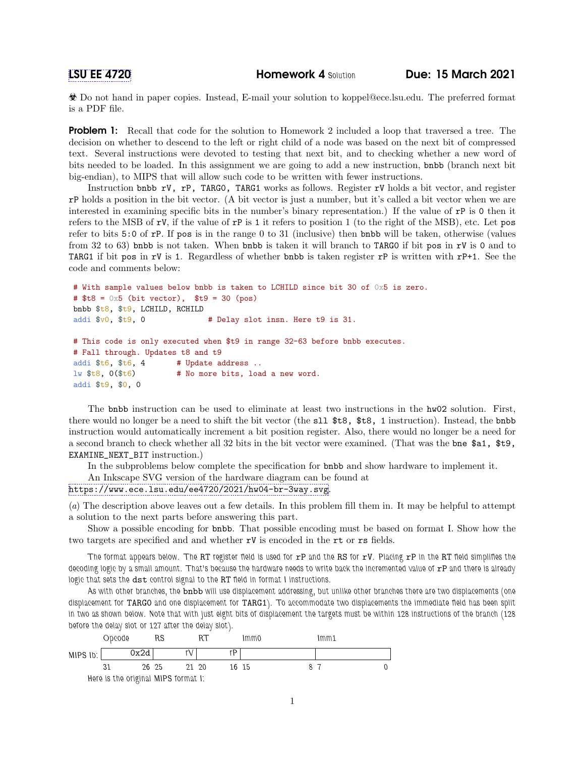# LSU EE 4720 Homework 4 Solution Due: 15 March 2021

☣ Do not hand in paper copies. Instead, E-mail your solution to koppel@ece.lsu.edu. The preferred format is a PDF file.

**Problem 1:** Recall that code for the solution to Homework 2 included a loop that traversed a tree. The decision on whether to descend to the left or right child of a node was based on the next bit of compressed text. Several instructions were devoted to testing that next bit, and to checking whether a new word of bits needed to be loaded. In this assignment we are going to add a new instruction, `bnbb` (branch next bit big-endian), to MIPS that will allow such code to be written with fewer instructions.

Instruction `bnbb rV, rP, TARG0, TARG1` works as follows. Register `rV` holds a bit vector, and register `rP` holds a position in the bit vector. (A bit vector is just a number, but it's called a bit vector when we are interested in examining specific bits in the number's binary representation.) If the value of `rP` is `0` then it refers to the MSB of `rV`, if the value of `rP` is `1` it refers to position 1 (to the right of the MSB), etc. Let `pos` refer to bits `5:0` of `rP`. If `pos` is in the range 0 to 31 (inclusive) then `bnbb` will be taken, otherwise (values from 32 to 63) `bnbb` is not taken. When `bnbb` is taken it will branch to `TARG0` if bit `pos` in `rV` is `0` and to `TARG1` if bit `pos` in `rV` is `1`. Regardless of whether `bnbb` is taken register `rP` is written with `rP+1`. See the code and comments below:

```
# With sample values below bnbb is taken to LCHILD since bit 30 of 0x5 is zero.
# $t8 = 0x5 (bit vector),  $t9 = 30 (pos)
bnbb $t8, $t9, LCHILD, RCHILD
addi $v0, $t9, 0              # Delay slot insn. Here t9 is 31.

# This code is only executed when $t9 in range 32-63 before bnbb executes.
# Fall through. Updates t8 and t9
addi $t6, $t6, 4       # Update address ..
lw $t8, 0($t6)         # No more bits, load a new word.
addi $t9, $0, 0
```

The `bnbb` instruction can be used to eliminate at least two instructions in the `hw02` solution. First, there would no longer be a need to shift the bit vector (the `sll $t8, $t8, 1` instruction). Instead, the `bnbb` instruction would automatically increment a bit position register. Also, there would no longer be a need for a second branch to check whether all 32 bits in the bit vector were examined. (That was the `bne $a1, $t9, EXAMINE_NEXT_BIT` instruction.)

In the subproblems below complete the specification for `bnbb` and show hardware to implement it.

An Inkscape SVG version of the hardware diagram can be found at https://www.ece.lsu.edu/ee4720/2021/hw04-br-3way.svg.

(*a*) The description above leaves out a few details. In this problem fill them in. It may be helpful to attempt a solution to the next parts before answering this part.

Show a possible encoding for `bnbb`. That possible encoding must be based on format I. Show how the two targets are specified and and whether `rV` is encoded in the `rt` or `rs` fields.

The format appears below. The RT register field is used for `rP` and the RS for `rV`. Placing `rP` in the RT field simplifies the decoding logic by a small amount. That's because the hardware needs to write back the incremented value of `rP` and there is already logic that sets the `dst` control signal to the RT field in format I instructions.

As with other branches, the `bnbb` will use displacement addressing, but unlike other branches there are two displacements (one displacement for `TARG0` and one displacement for `TARG1`). To accommodate two displacements the immediate field has been split in two as shown below. Note that with just eight bits of displacement the targets must be within 128 instructions of the branch (128 before the delay slot or 127 after the delay slot).

| | Opcode | RS | RT | Imm0 | Imm1 |
|---|---|---|---|---|---|
| MIPS Ib: | 0x2d | rV | rP | | |
| | 31 26 | 25 21 | 20 16 | 15 8 | 7 0 |

Here is the original MIPS format I: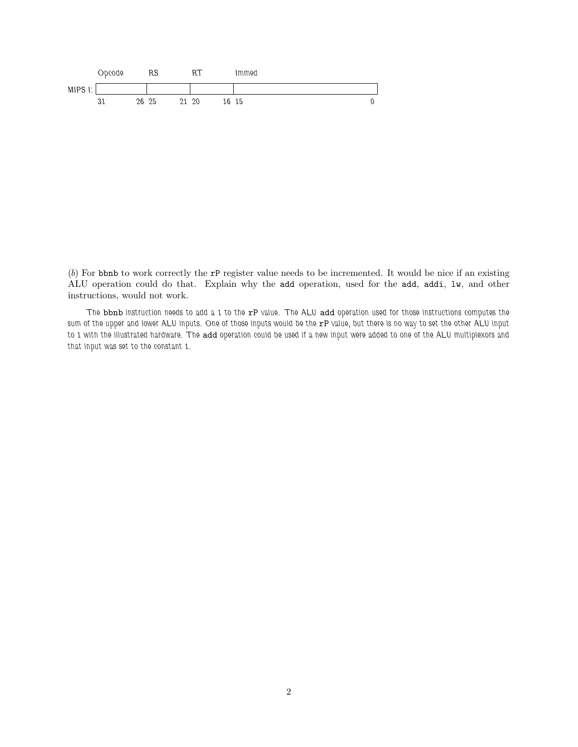| | Opcode | | RS | | RT | | Immed | |
|---|---|---|---|---|---|---|---|---|
| MIPS I: | | | | | | | | |
| | 31 | 26 | 25 | 21 | 20 | 16 | 15 | 0 |

(*b*) For `bbnb` to work correctly the `rP` register value needs to be incremented. It would be nice if an existing ALU operation could do that. Explain why the `add` operation, used for the `add`, `addi`, `lw`, and other instructions, would not work.

*The `bbnb` instruction needs to add a 1 to the `rP` value. The ALU `add` operation used for those instructions computes the sum of the upper and lower ALU inputs. One of those inputs would be the `rP` value, but there is no way to set the other ALU input to 1 with the illustrated hardware. The `add` operation could be used if a new input were added to one of the ALU multiplexors and that input was set to the constant 1.*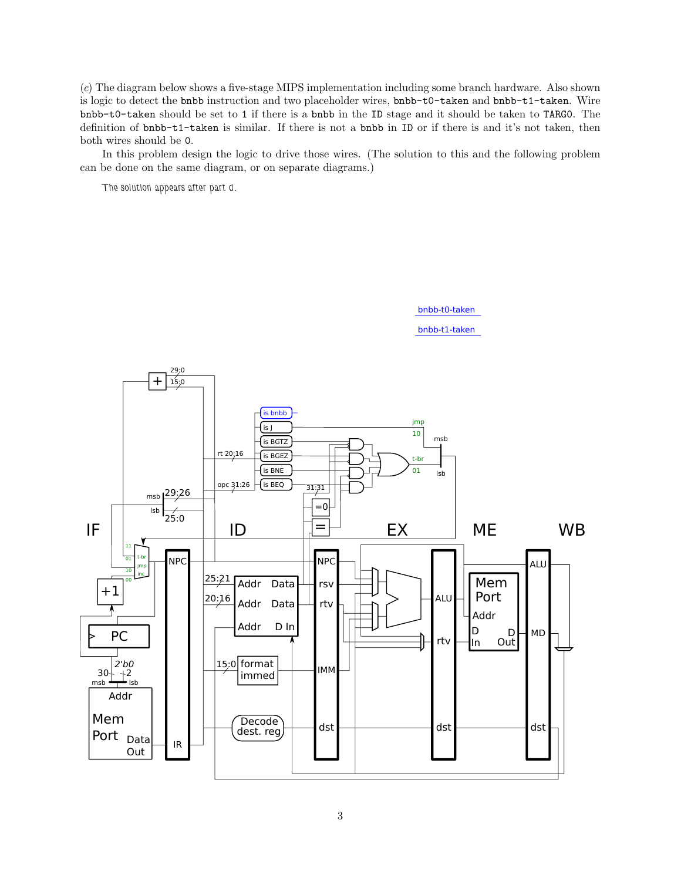(*c*) The diagram below shows a five-stage MIPS implementation including some branch hardware. Also shown is logic to detect the `bnbb` instruction and two placeholder wires, `bnbb-t0-taken` and `bnbb-t1-taken`. Wire `bnbb-t0-taken` should be set to 1 if there is a `bnbb` in the `ID` stage and it should be taken to `TARG0`. The definition of `bnbb-t1-taken` is similar. If there is not a `bnbb` in `ID` or if there is and it's not taken, then both wires should be 0.

In this problem design the logic to drive those wires. (The solution to this and the following problem can be done on the same diagram, or on separate diagrams.)

The solution appears after part d.

bnbb-t0-taken

bnbb-t1-taken

is bnbb

is J

is BGTZ

is BGEZ

is BNE

is BEQ

jmp 10

t-br 01

msb

lsb

rt 20:16

opc 31:26

31:31

=0

=

29:0

15:0

msb 29:26

lsb 25:0

IF

ID

EX

ME

WB

11 01 10 00

t-br jmp inc

+1

PC

2'b0

30 2

msb lsb

Addr

Mem Port

Data Out

NPC

IR

25:21

20:16

Addr Data

Addr Data

Addr D In

15:0 format immed

Decode dest. reg

NPC

rsv

rtv

IMM

dst

ALU

rtv

dst

Mem Port

Addr

D In

D Out

ALU

MD

dst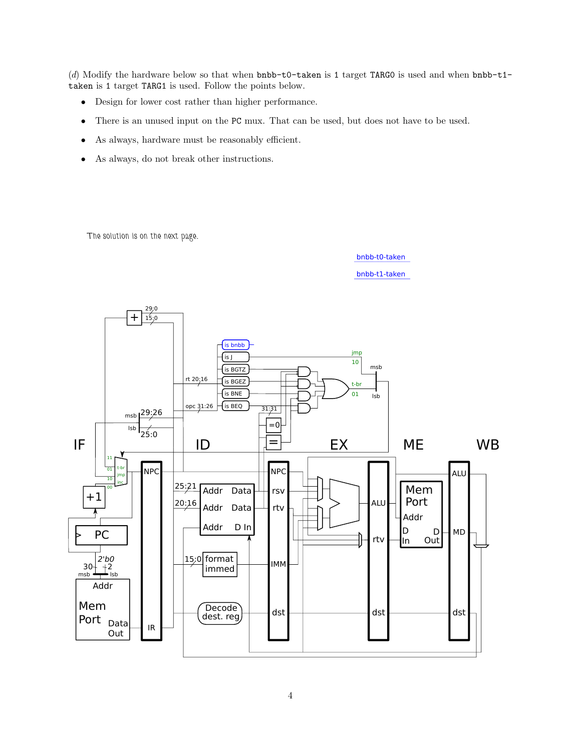(*d*) Modify the hardware below so that when `bnbb-t0-taken` is 1 target `TARG0` is used and when `bnbb-t1-taken` is 1 target `TARG1` is used. Follow the points below.

- Design for lower cost rather than higher performance.
- There is an unused input on the PC mux. That can be used, but does not have to be used.
- As always, hardware must be reasonably efficient.
- As always, do not break other instructions.

The solution is on the next page.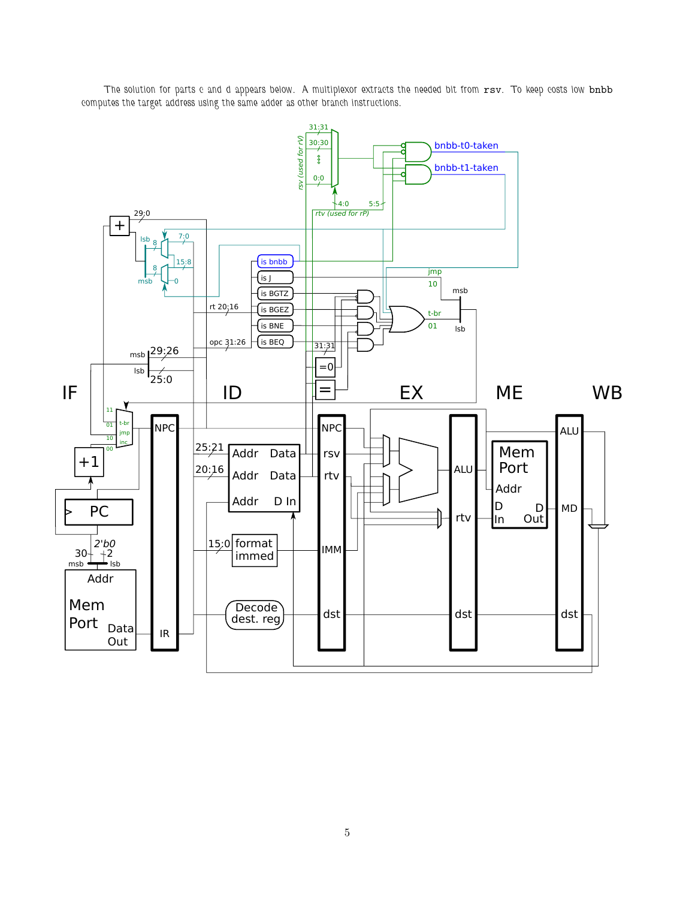The solution for parts c and d appears below. A multiplexor extracts the needed bit from `rsv`. To keep costs low `bnbb` computes the target address using the same adder as other branch instructions.

31:31
30:30
0:0
rsv (used for rV)
4:0
5:5
rtv (used for rP)
bnbb-t0-taken
bnbb-t1-taken
29:0
+
lsb
8
7:0
8
15:8
msb
0
is bnbb
is J
is BGTZ
is BGEZ
is BNE
is BEQ
rt 20:16
opc 31:26
jmp
10
msb
t-br
01
lsb
31:31
=0
=
msb
29:26
lsb
25:0
IF
ID
EX
ME
WB
11
01
t-br
jmp
10
inc
00
+1
PC
NPC
25:21
Addr
Data
20:16
Addr
Data
Addr
D In
NPC
rsv
rtv
ALU
rtv
ALU
Mem
Port
Addr
D
In
D
Out
MD
2'b0
30
2
msb
lsb
Addr
Mem
Port
Data
Out
IR
15:0
format
immed
IMM
Decode
dest. reg
dst
dst
dst